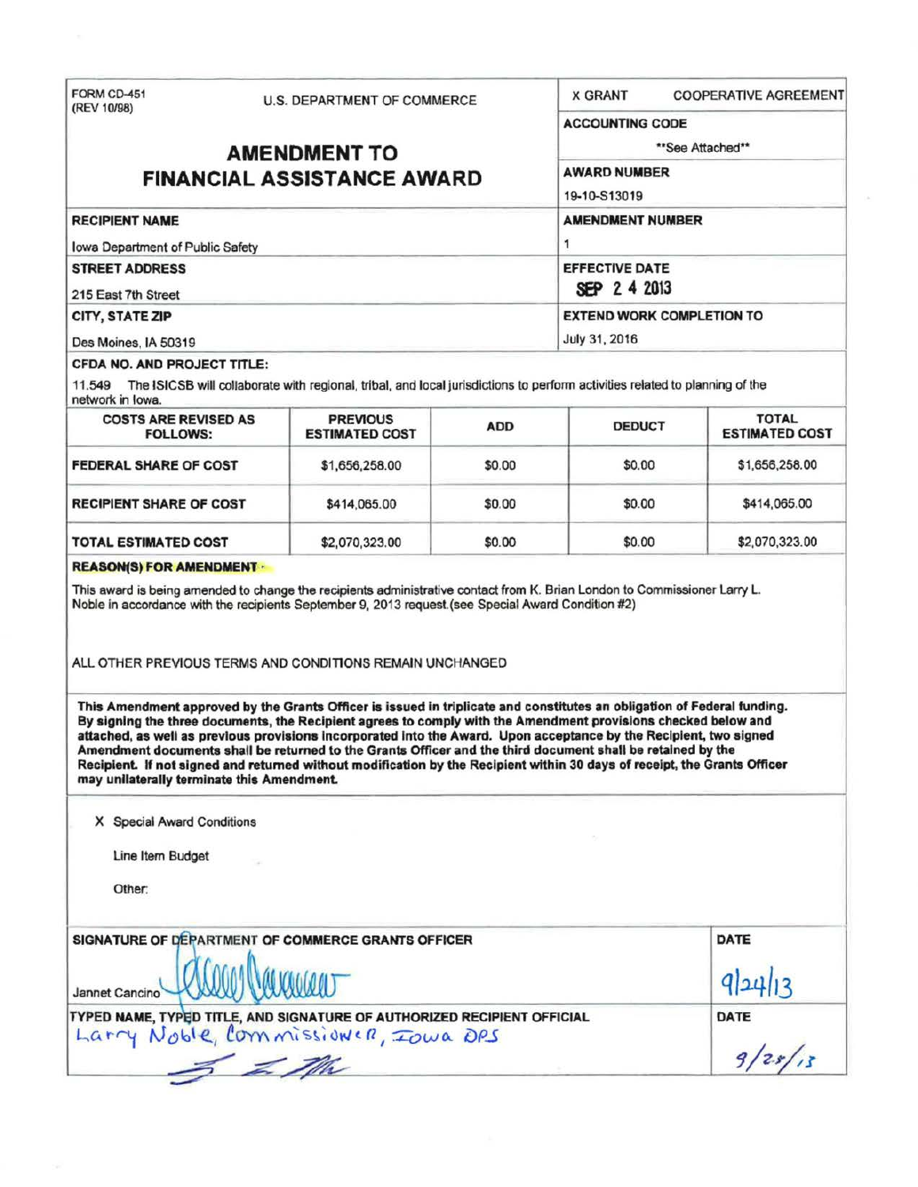FORM CD-451
(REV 10/98)

U.S. DEPARTMENT OF COMMERCE

# AMENDMENT TO FINANCIAL ASSISTANCE AWARD

| | |
|---|---|
| X GRANT | COOPERATIVE AGREEMENT |
| **ACCOUNTING CODE** | **See Attached** |
| **AWARD NUMBER** | 19-10-S13019 |
| **AMENDMENT NUMBER** | 1 |
| **EFFECTIVE DATE** | SEP 24 2013 |
| **EXTEND WORK COMPLETION TO** | July 31, 2016 |

**RECIPIENT NAME**
Iowa Department of Public Safety

**STREET ADDRESS**
215 East 7th Street

**CITY, STATE ZIP**
Des Moines, IA 50319

**CFDA NO. AND PROJECT TITLE:**

11.549 The ISICSB will collaborate with regional, tribal, and local jurisdictions to perform activities related to planning of the network in Iowa.

| COSTS ARE REVISED AS FOLLOWS: | PREVIOUS ESTIMATED COST | ADD | DEDUCT | TOTAL ESTIMATED COST |
|---|---|---|---|---|
| FEDERAL SHARE OF COST | $1,656,258.00 | $0.00 | $0.00 | $1,656,258.00 |
| RECIPIENT SHARE OF COST | $414,065.00 | $0.00 | $0.00 | $414,065.00 |
| TOTAL ESTIMATED COST | $2,070,323.00 | $0.00 | $0.00 | $2,070,323.00 |

**REASON(S) FOR AMENDMENT**

This award is being amended to change the recipients administrative contact from K. Brian London to Commissioner Larry L. Noble in accordance with the recipients September 9, 2013 request.(see Special Award Condition #2)

ALL OTHER PREVIOUS TERMS AND CONDITIONS REMAIN UNCHANGED

**This Amendment approved by the Grants Officer is issued in triplicate and constitutes an obligation of Federal funding. By signing the three documents, the Recipient agrees to comply with the Amendment provisions checked below and attached, as well as previous provisions incorporated into the Award. Upon acceptance by the Recipient, two signed Amendment documents shall be returned to the Grants Officer and the third document shall be retained by the Recipient. If not signed and returned without modification by the Recipient within 30 days of receipt, the Grants Officer may unilaterally terminate this Amendment.**

X Special Award Conditions

Line Item Budget

Other:

| SIGNATURE OF DEPARTMENT OF COMMERCE GRANTS OFFICER | DATE |
|---|---|
| Jannet Cancino | 9/24/13 |
| **TYPED NAME, TYPED TITLE, AND SIGNATURE OF AUTHORIZED RECIPIENT OFFICIAL** | **DATE** |
| Larry Noble, Commissioner, Iowa DPS | 9/25/13 |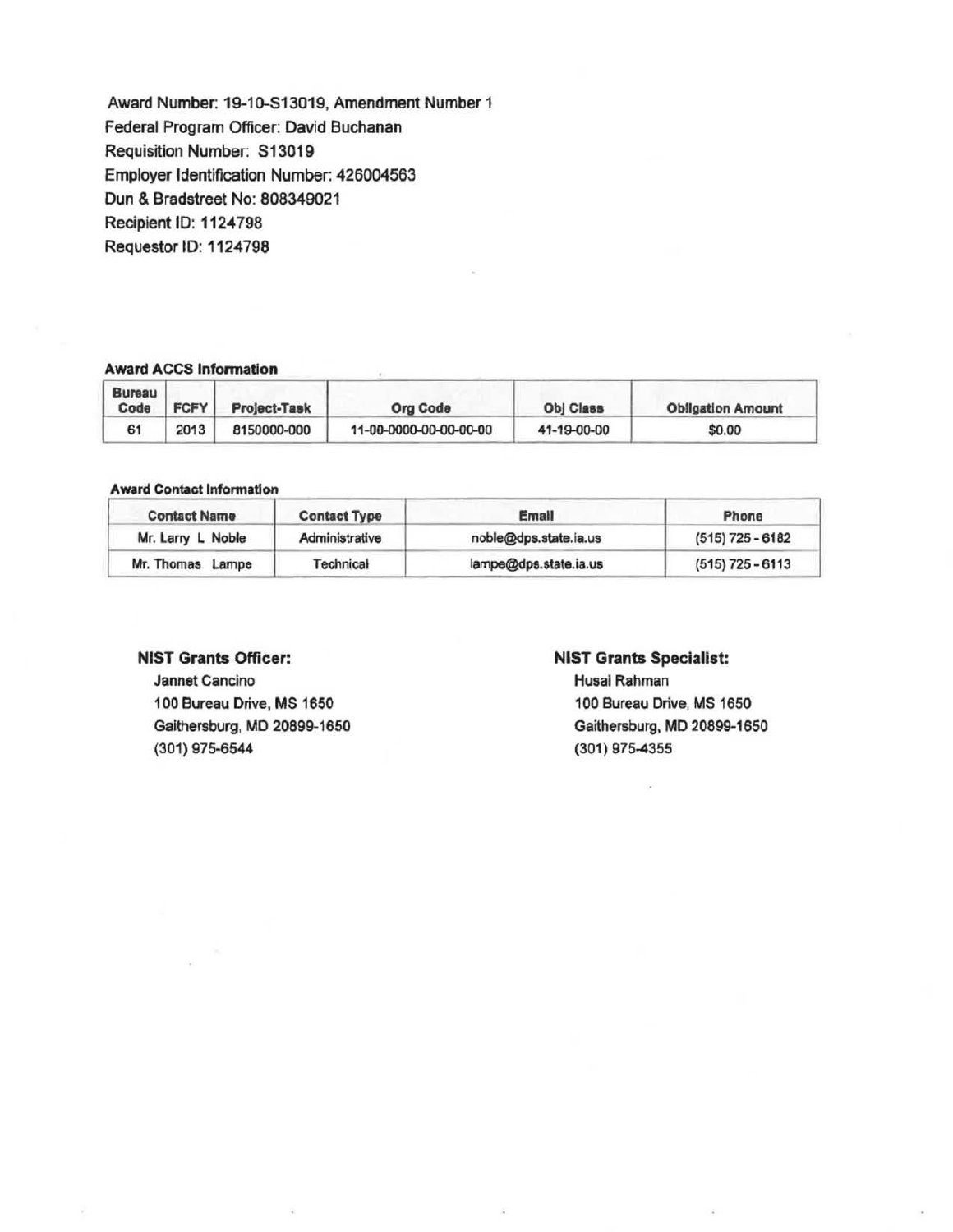Award Number: 19-10-S13019, Amendment Number 1
Federal Program Officer: David Buchanan
Requisition Number: S13019
Employer Identification Number: 426004563
Dun & Bradstreet No: 808349021
Recipient ID: 1124798
Requestor ID: 1124798

**Award ACCS Information**

| Bureau Code | FCFY | Project-Task | Org Code | Obj Class | Obligation Amount |
|---|---|---|---|---|---|
| 61 | 2013 | 8150000-000 | 11-00-0000-00-00-00-00 | 41-19-00-00 | $0.00 |

**Award Contact Information**

| Contact Name | Contact Type | Email | Phone |
|---|---|---|---|
| Mr. Larry L Noble | Administrative | noble@dps.state.ia.us | (515) 725 - 6182 |
| Mr. Thomas Lampe | Technical | lampe@dps.state.ia.us | (515) 725 - 6113 |

**NIST Grants Officer:**
Jannet Cancino
100 Bureau Drive, MS 1650
Gaithersburg, MD 20899-1650
(301) 975-6544

**NIST Grants Specialist:**
Husai Rahman
100 Bureau Drive, MS 1650
Gaithersburg, MD 20899-1650
(301) 975-4355